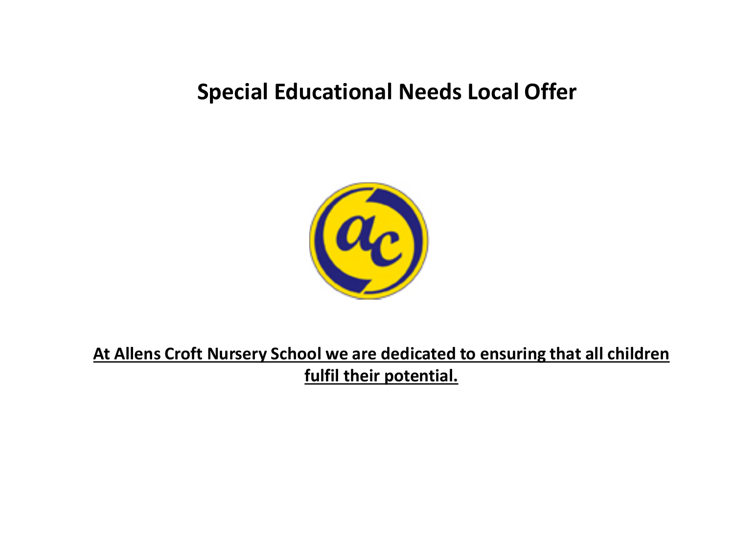# Special Educational Needs Local Offer

**<u>At Allens Croft Nursery School we are dedicated to ensuring that all children fulfil their potential.</u>**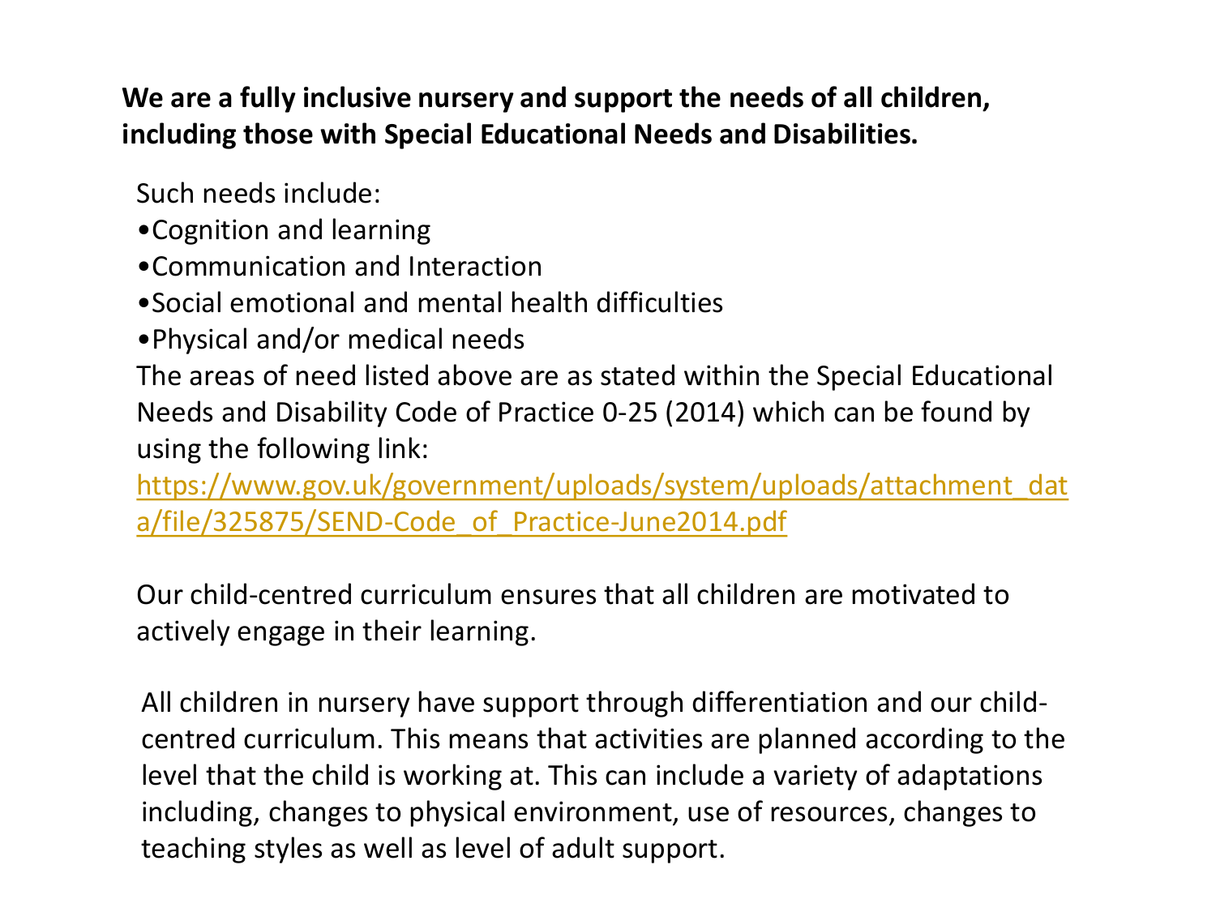**We are a fully inclusive nursery and support the needs of all children, including those with Special Educational Needs and Disabilities.**

Such needs include:

- Cognition and learning
- Communication and Interaction
- Social emotional and mental health difficulties
- Physical and/or medical needs

The areas of need listed above are as stated within the Special Educational Needs and Disability Code of Practice 0-25 (2014) which can be found by using the following link:
https://www.gov.uk/government/uploads/system/uploads/attachment_data/file/325875/SEND-Code_of_Practice-June2014.pdf

Our child-centred curriculum ensures that all children are motivated to actively engage in their learning.

All children in nursery have support through differentiation and our child-centred curriculum. This means that activities are planned according to the level that the child is working at. This can include a variety of adaptations including, changes to physical environment, use of resources, changes to teaching styles as well as level of adult support.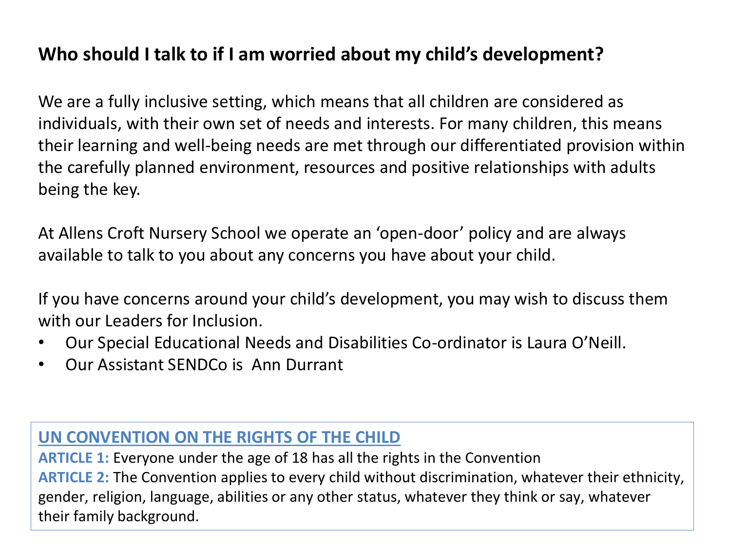## Who should I talk to if I am worried about my child's development?

We are a fully inclusive setting, which means that all children are considered as individuals, with their own set of needs and interests. For many children, this means their learning and well-being needs are met through our differentiated provision within the carefully planned environment, resources and positive relationships with adults being the key.

At Allens Croft Nursery School we operate an 'open-door' policy and are always available to talk to you about any concerns you have about your child.

If you have concerns around your child's development, you may wish to discuss them with our Leaders for Inclusion.

- Our Special Educational Needs and Disabilities Co-ordinator is Laura O'Neill.
- Our Assistant SENDCo is Ann Durrant

**UN CONVENTION ON THE RIGHTS OF THE CHILD**

**ARTICLE 1:** Everyone under the age of 18 has all the rights in the Convention

**ARTICLE 2:** The Convention applies to every child without discrimination, whatever their ethnicity, gender, religion, language, abilities or any other status, whatever they think or say, whatever their family background.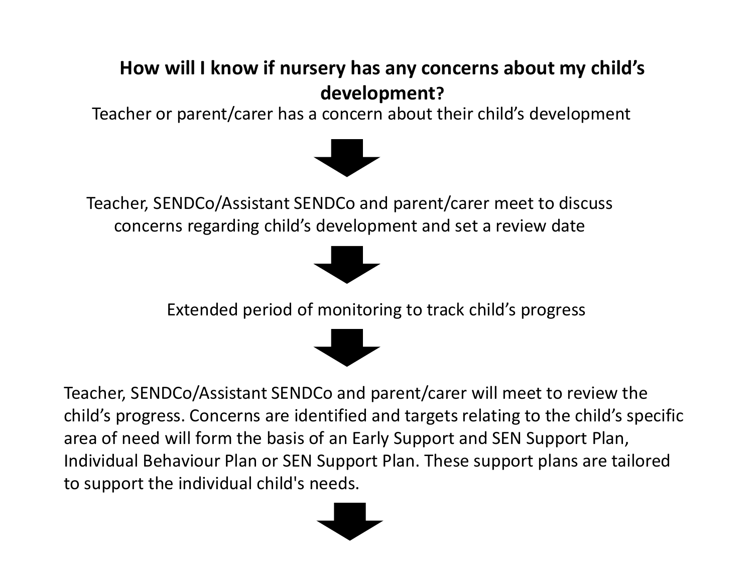## How will I know if nursery has any concerns about my child's development?

Teacher or parent/carer has a concern about their child's development

↓

Teacher, SENDCo/Assistant SENDCo and parent/carer meet to discuss concerns regarding child's development and set a review date

↓

Extended period of monitoring to track child's progress

↓

Teacher, SENDCo/Assistant SENDCo and parent/carer will meet to review the child's progress. Concerns are identified and targets relating to the child's specific area of need will form the basis of an Early Support and SEN Support Plan, Individual Behaviour Plan or SEN Support Plan. These support plans are tailored to support the individual child's needs.

↓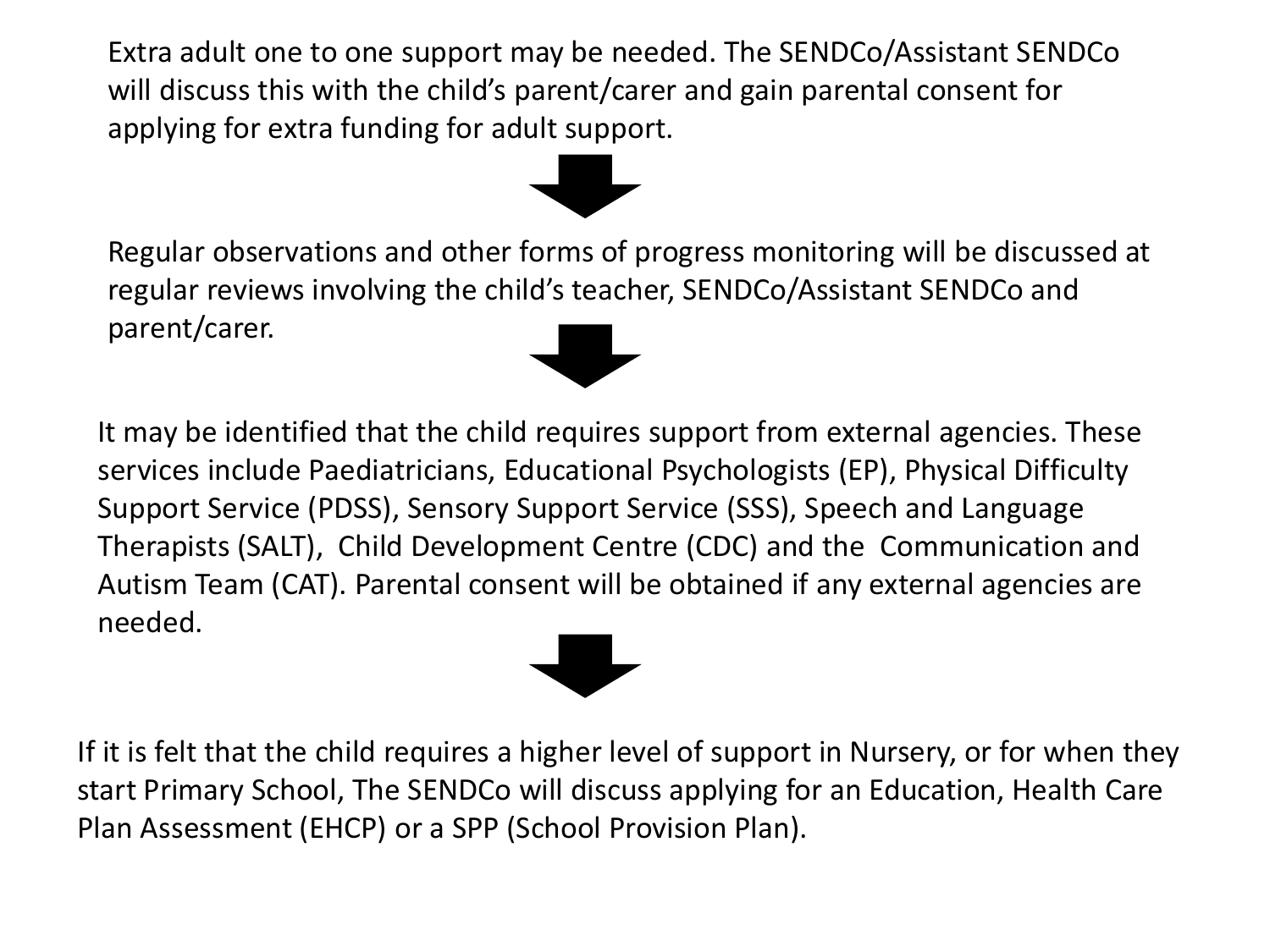Extra adult one to one support may be needed. The SENDCo/Assistant SENDCo will discuss this with the child's parent/carer and gain parental consent for applying for extra funding for adult support.

↓

Regular observations and other forms of progress monitoring will be discussed at regular reviews involving the child's teacher, SENDCo/Assistant SENDCo and parent/carer.

↓

It may be identified that the child requires support from external agencies. These services include Paediatricians, Educational Psychologists (EP), Physical Difficulty Support Service (PDSS), Sensory Support Service (SSS), Speech and Language Therapists (SALT), Child Development Centre (CDC) and the Communication and Autism Team (CAT). Parental consent will be obtained if any external agencies are needed.

↓

If it is felt that the child requires a higher level of support in Nursery, or for when they start Primary School, The SENDCo will discuss applying for an Education, Health Care Plan Assessment (EHCP) or a SPP (School Provision Plan).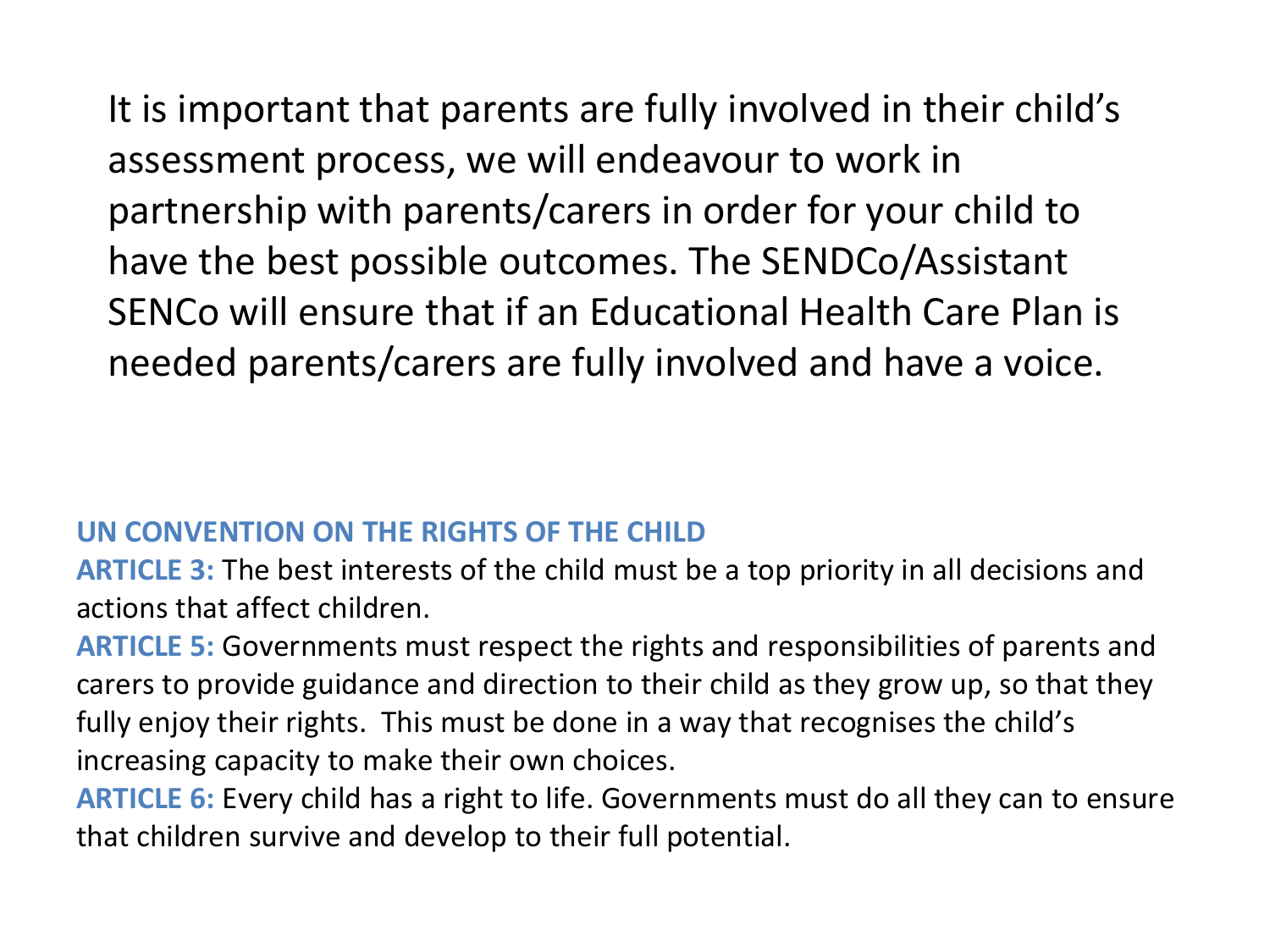It is important that parents are fully involved in their child's assessment process, we will endeavour to work in partnership with parents/carers in order for your child to have the best possible outcomes. The SENDCo/Assistant SENCo will ensure that if an Educational Health Care Plan is needed parents/carers are fully involved and have a voice.

**UN CONVENTION ON THE RIGHTS OF THE CHILD**

**ARTICLE 3:** The best interests of the child must be a top priority in all decisions and actions that affect children.

**ARTICLE 5:** Governments must respect the rights and responsibilities of parents and carers to provide guidance and direction to their child as they grow up, so that they fully enjoy their rights. This must be done in a way that recognises the child's increasing capacity to make their own choices.

**ARTICLE 6:** Every child has a right to life. Governments must do all they can to ensure that children survive and develop to their full potential.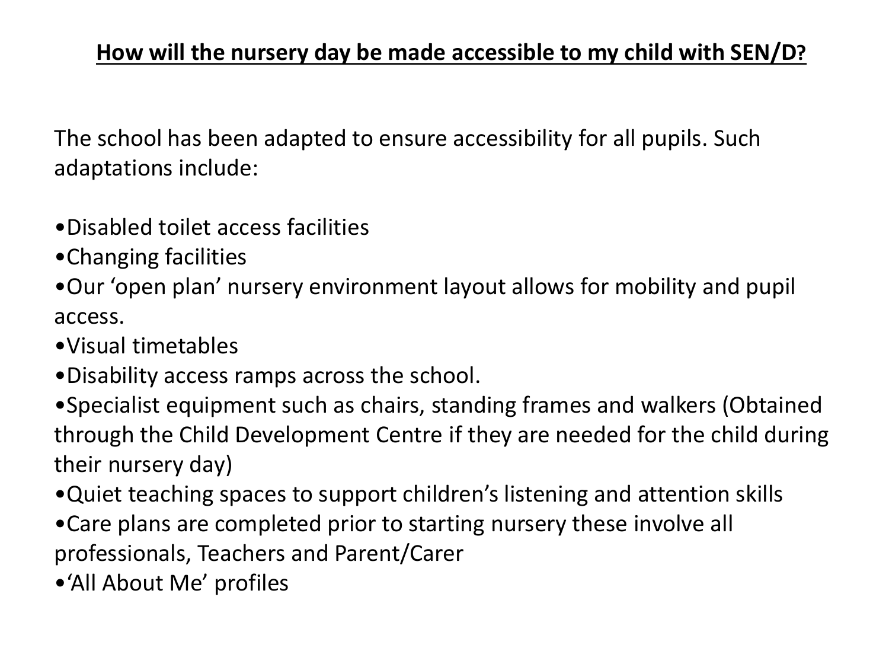## **How will the nursery day be made accessible to my child with SEN/D?**

The school has been adapted to ensure accessibility for all pupils. Such adaptations include:

- Disabled toilet access facilities
- Changing facilities
- Our 'open plan' nursery environment layout allows for mobility and pupil access.
- Visual timetables
- Disability access ramps across the school.
- Specialist equipment such as chairs, standing frames and walkers (Obtained through the Child Development Centre if they are needed for the child during their nursery day)
- Quiet teaching spaces to support children's listening and attention skills
- Care plans are completed prior to starting nursery these involve all professionals, Teachers and Parent/Carer
- 'All About Me' profiles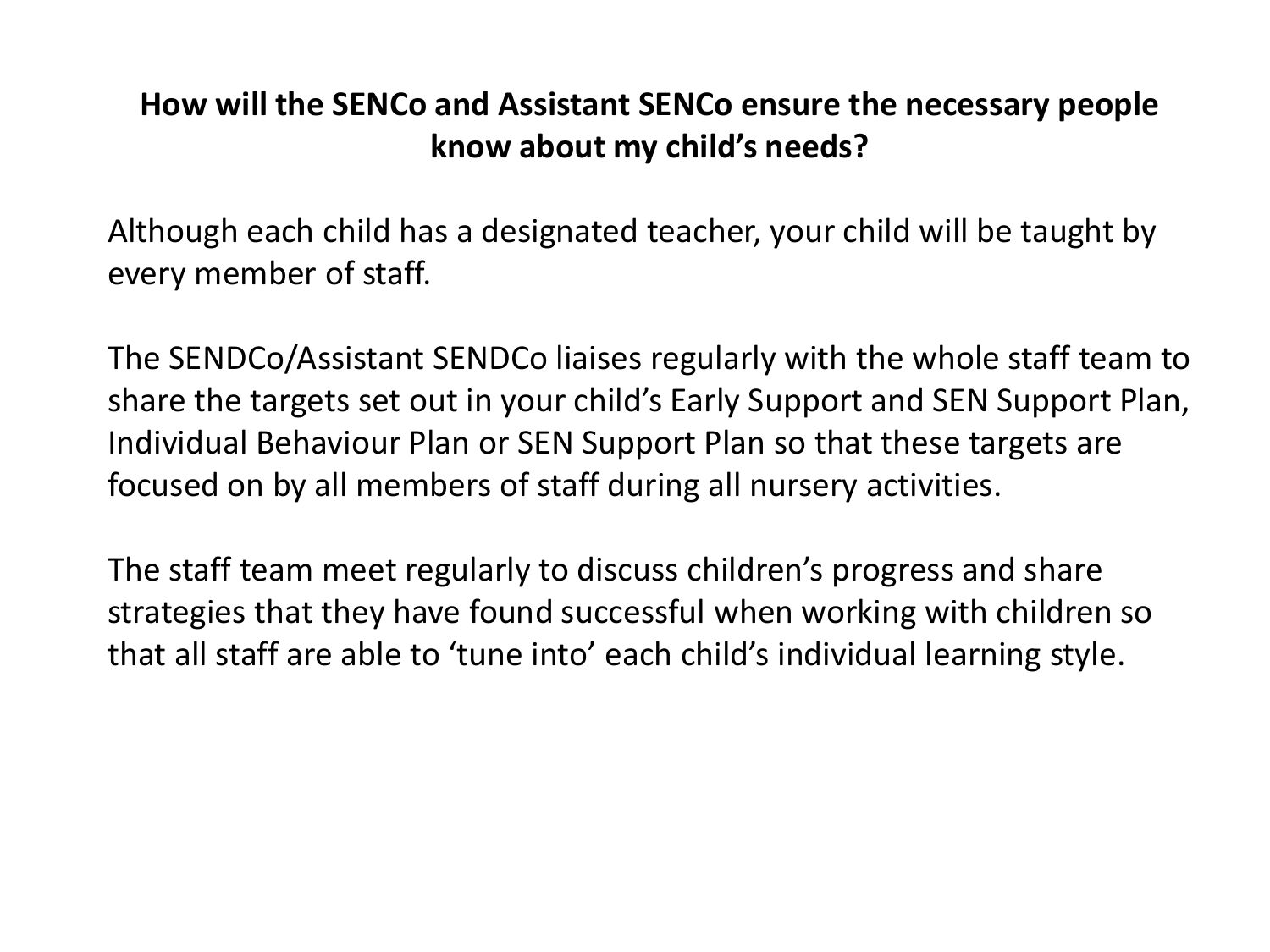## How will the SENCo and Assistant SENCo ensure the necessary people know about my child's needs?

Although each child has a designated teacher, your child will be taught by every member of staff.

The SENDCo/Assistant SENDCo liaises regularly with the whole staff team to share the targets set out in your child's Early Support and SEN Support Plan, Individual Behaviour Plan or SEN Support Plan so that these targets are focused on by all members of staff during all nursery activities.

The staff team meet regularly to discuss children's progress and share strategies that they have found successful when working with children so that all staff are able to 'tune into' each child's individual learning style.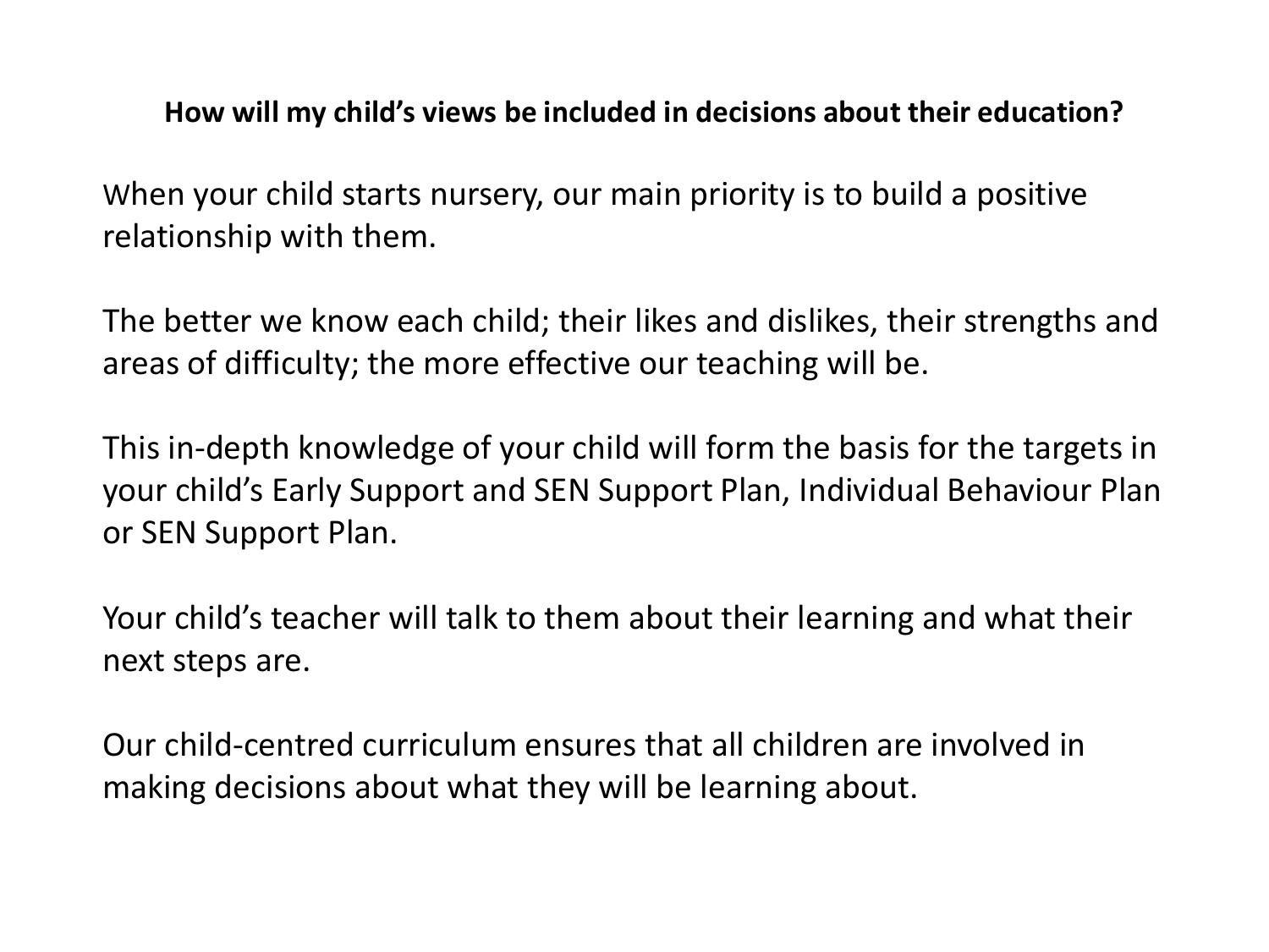**How will my child's views be included in decisions about their education?**

When your child starts nursery, our main priority is to build a positive relationship with them.

The better we know each child; their likes and dislikes, their strengths and areas of difficulty; the more effective our teaching will be.

This in-depth knowledge of your child will form the basis for the targets in your child's Early Support and SEN Support Plan, Individual Behaviour Plan or SEN Support Plan.

Your child's teacher will talk to them about their learning and what their next steps are.

Our child-centred curriculum ensures that all children are involved in making decisions about what they will be learning about.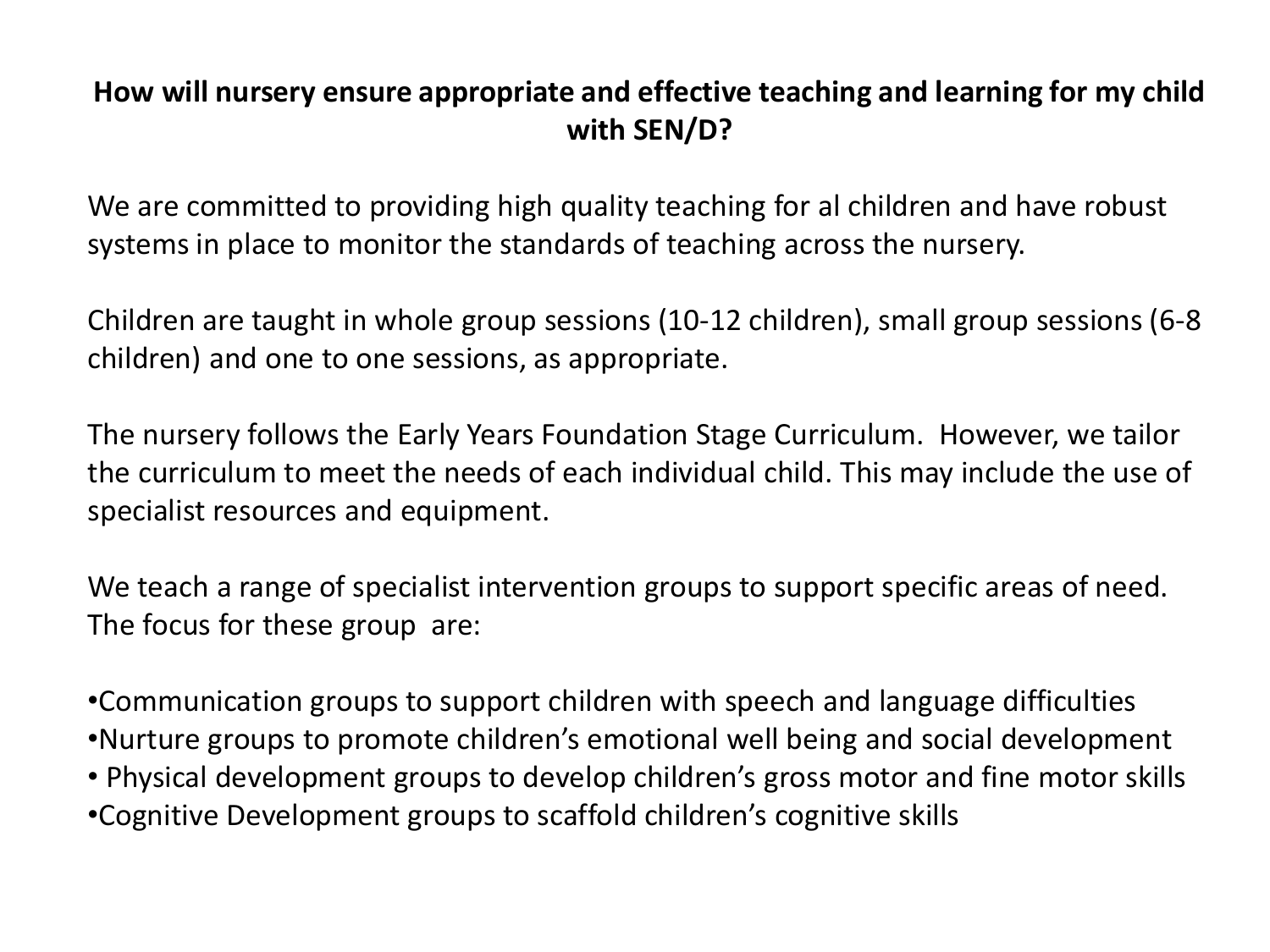## How will nursery ensure appropriate and effective teaching and learning for my child with SEN/D?

We are committed to providing high quality teaching for al children and have robust systems in place to monitor the standards of teaching across the nursery.

Children are taught in whole group sessions (10-12 children), small group sessions (6-8 children) and one to one sessions, as appropriate.

The nursery follows the Early Years Foundation Stage Curriculum. However, we tailor the curriculum to meet the needs of each individual child. This may include the use of specialist resources and equipment.

We teach a range of specialist intervention groups to support specific areas of need. The focus for these group are:

- Communication groups to support children with speech and language difficulties
- Nurture groups to promote children's emotional well being and social development
- Physical development groups to develop children's gross motor and fine motor skills
- Cognitive Development groups to scaffold children's cognitive skills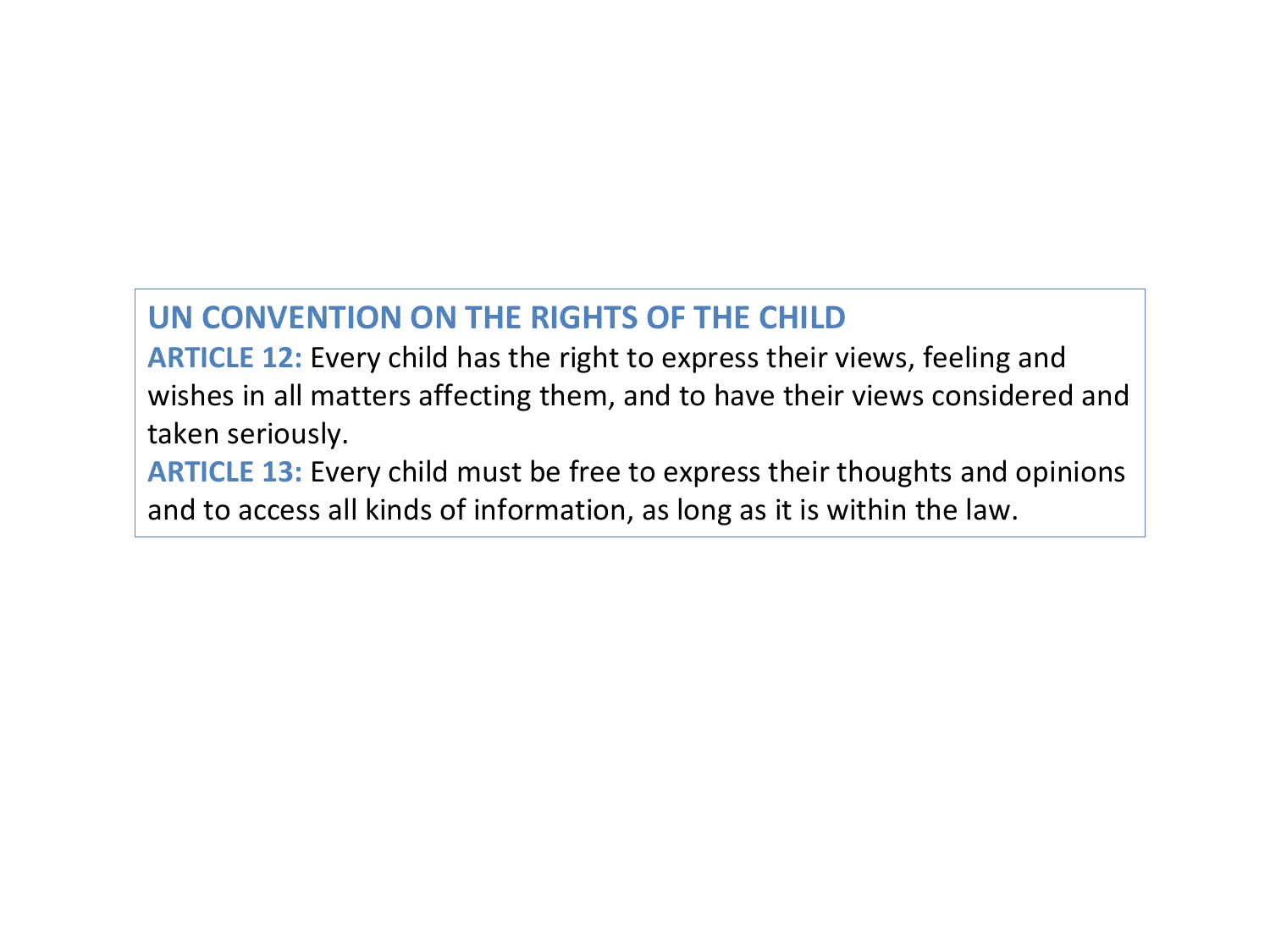## UN CONVENTION ON THE RIGHTS OF THE CHILD

**ARTICLE 12:** Every child has the right to express their views, feeling and wishes in all matters affecting them, and to have their views considered and taken seriously.

**ARTICLE 13:** Every child must be free to express their thoughts and opinions and to access all kinds of information, as long as it is within the law.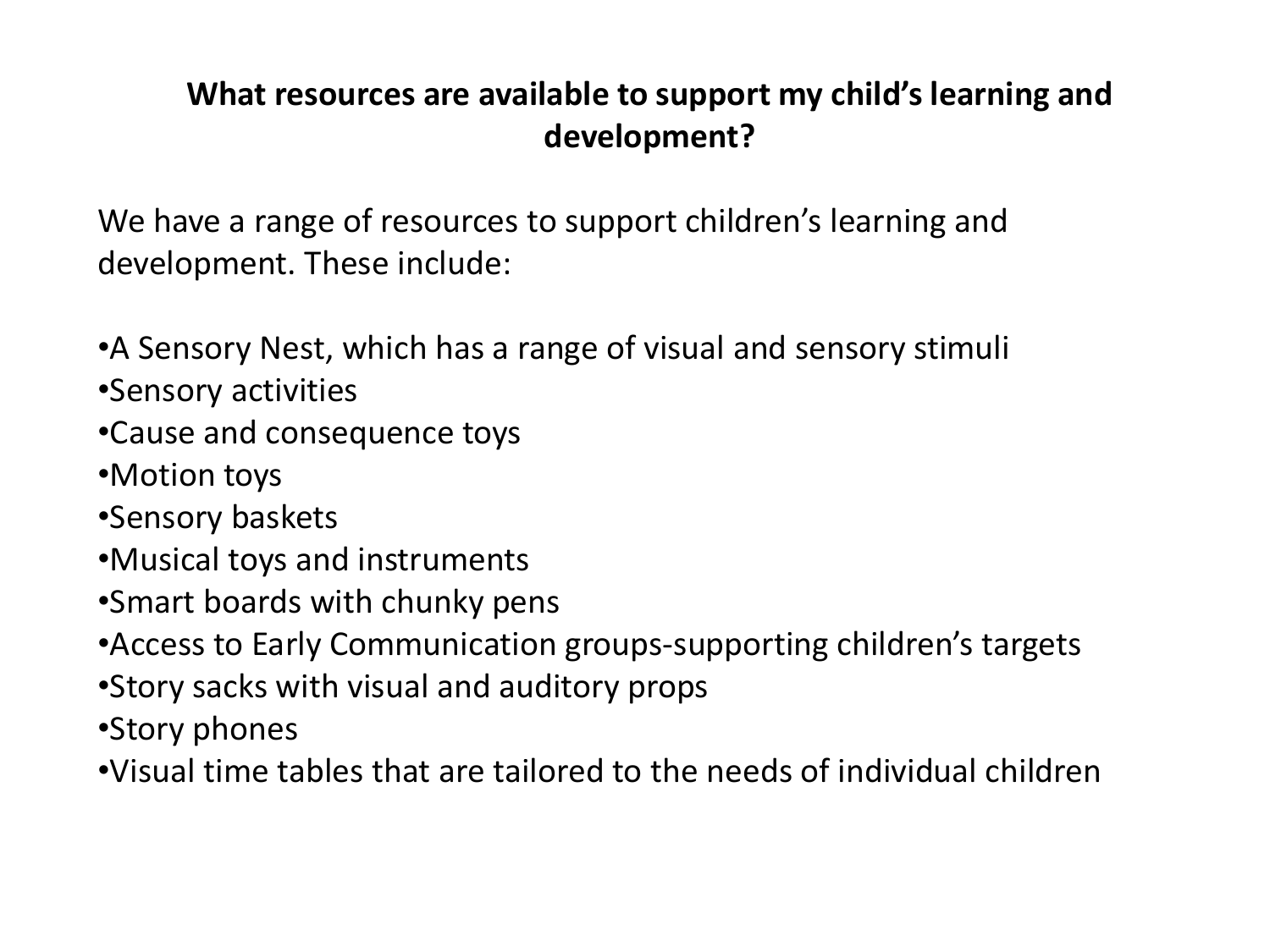## What resources are available to support my child's learning and development?

We have a range of resources to support children's learning and development. These include:

- A Sensory Nest, which has a range of visual and sensory stimuli
- Sensory activities
- Cause and consequence toys
- Motion toys
- Sensory baskets
- Musical toys and instruments
- Smart boards with chunky pens
- Access to Early Communication groups-supporting children's targets
- Story sacks with visual and auditory props
- Story phones
- Visual time tables that are tailored to the needs of individual children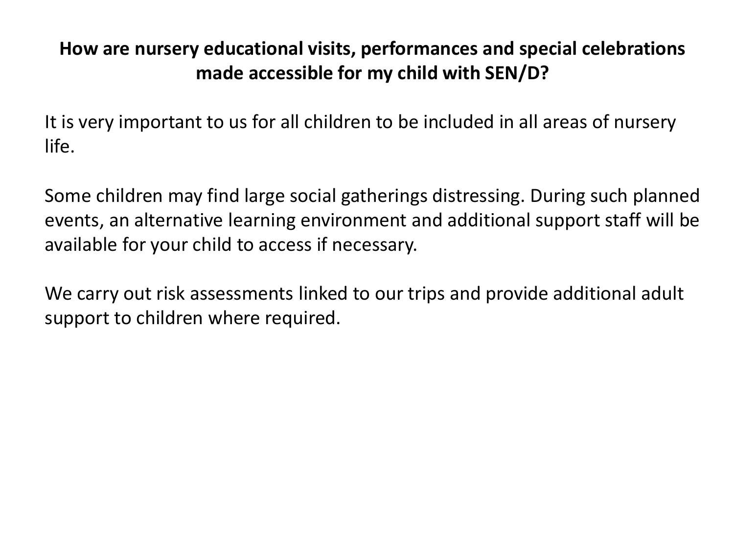**How are nursery educational visits, performances and special celebrations made accessible for my child with SEN/D?**

It is very important to us for all children to be included in all areas of nursery life.

Some children may find large social gatherings distressing. During such planned events, an alternative learning environment and additional support staff will be available for your child to access if necessary.

We carry out risk assessments linked to our trips and provide additional adult support to children where required.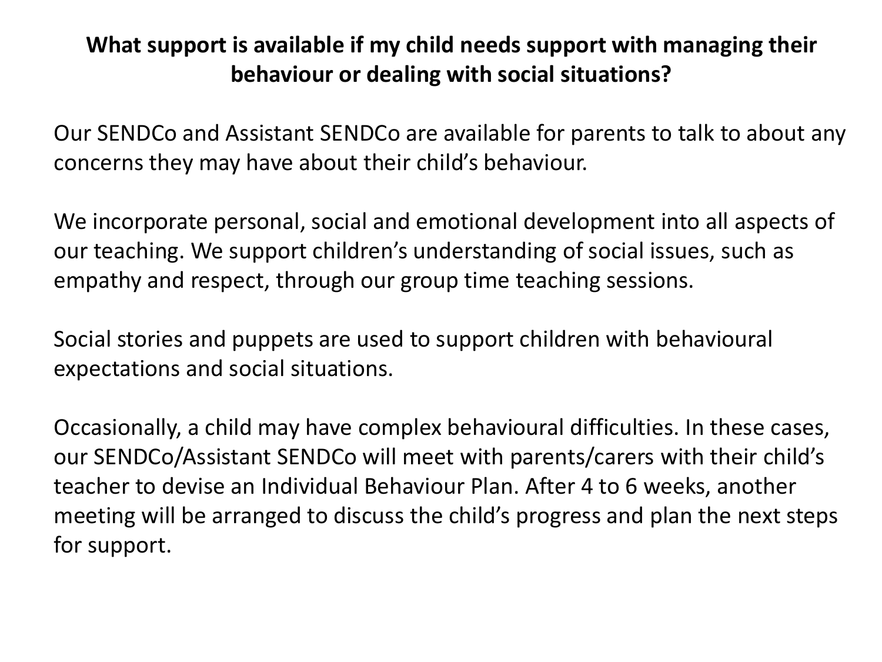## What support is available if my child needs support with managing their behaviour or dealing with social situations?

Our SENDCo and Assistant SENDCo are available for parents to talk to about any concerns they may have about their child's behaviour.

We incorporate personal, social and emotional development into all aspects of our teaching. We support children's understanding of social issues, such as empathy and respect, through our group time teaching sessions.

Social stories and puppets are used to support children with behavioural expectations and social situations.

Occasionally, a child may have complex behavioural difficulties. In these cases, our SENDCo/Assistant SENDCo will meet with parents/carers with their child's teacher to devise an Individual Behaviour Plan. After 4 to 6 weeks, another meeting will be arranged to discuss the child's progress and plan the next steps for support.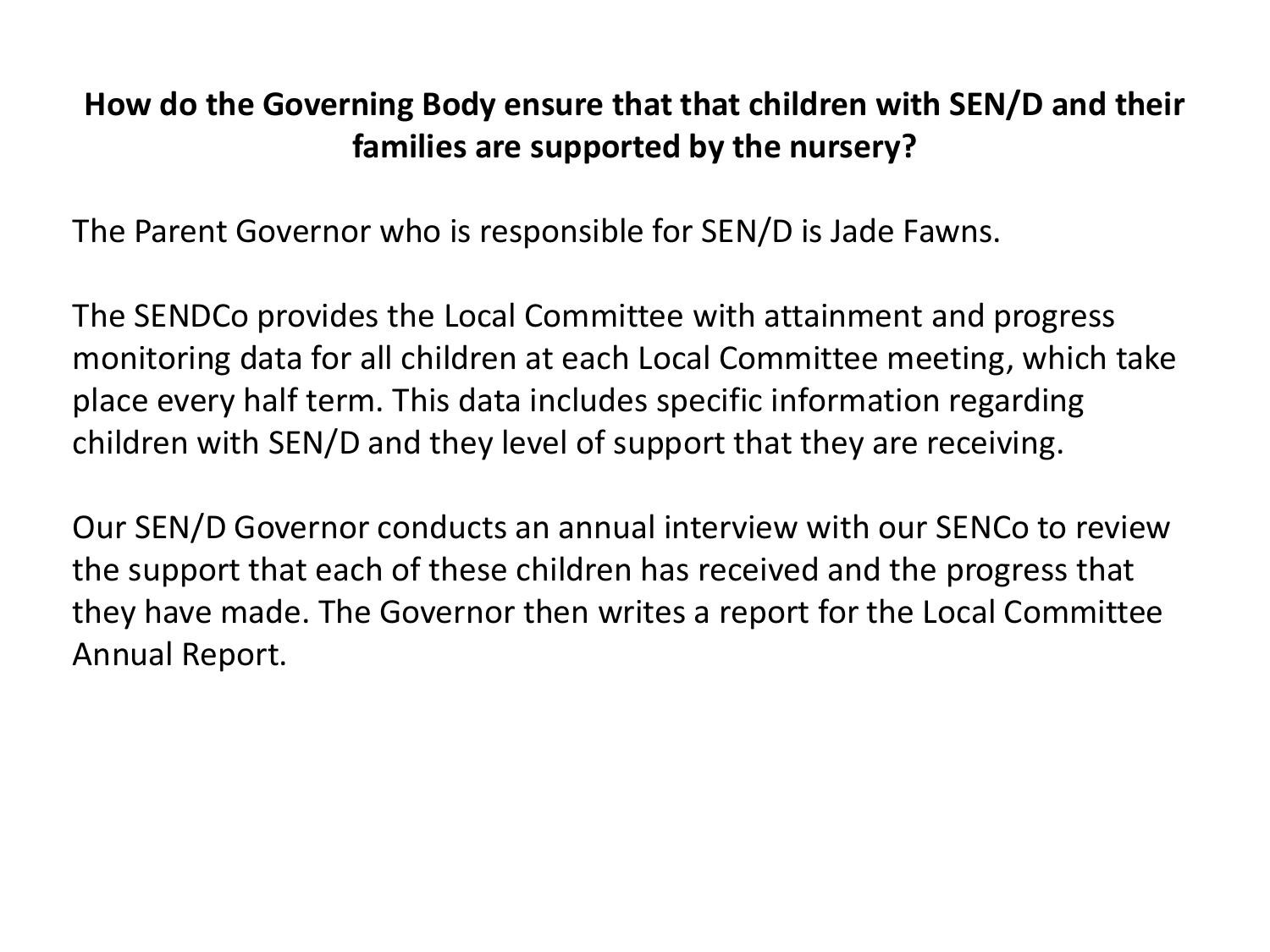**How do the Governing Body ensure that that children with SEN/D and their families are supported by the nursery?**

The Parent Governor who is responsible for SEN/D is Jade Fawns.

The SENDCo provides the Local Committee with attainment and progress monitoring data for all children at each Local Committee meeting, which take place every half term. This data includes specific information regarding children with SEN/D and they level of support that they are receiving.

Our SEN/D Governor conducts an annual interview with our SENCo to review the support that each of these children has received and the progress that they have made. The Governor then writes a report for the Local Committee Annual Report.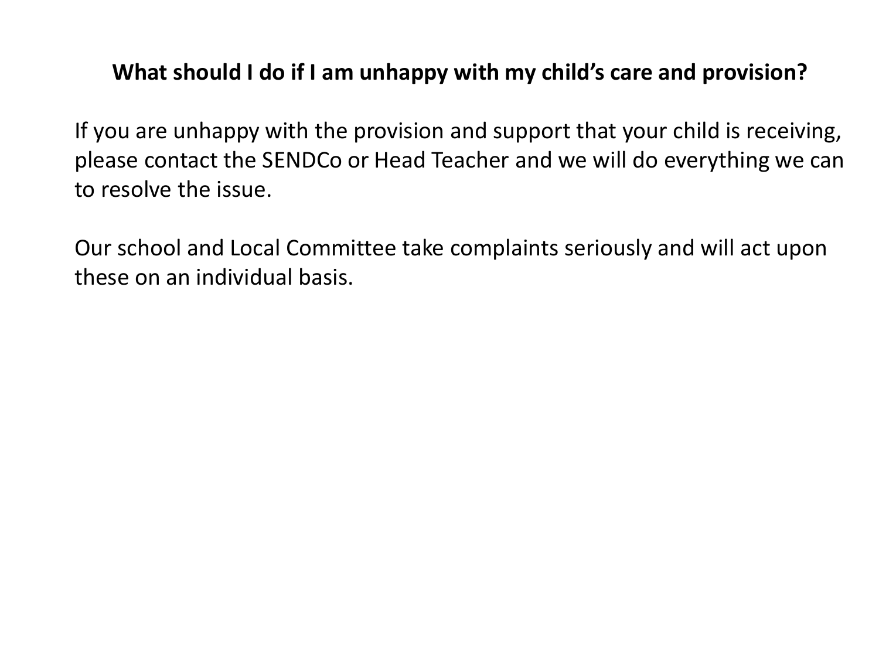**What should I do if I am unhappy with my child's care and provision?**

If you are unhappy with the provision and support that your child is receiving, please contact the SENDCo or Head Teacher and we will do everything we can to resolve the issue.

Our school and Local Committee take complaints seriously and will act upon these on an individual basis.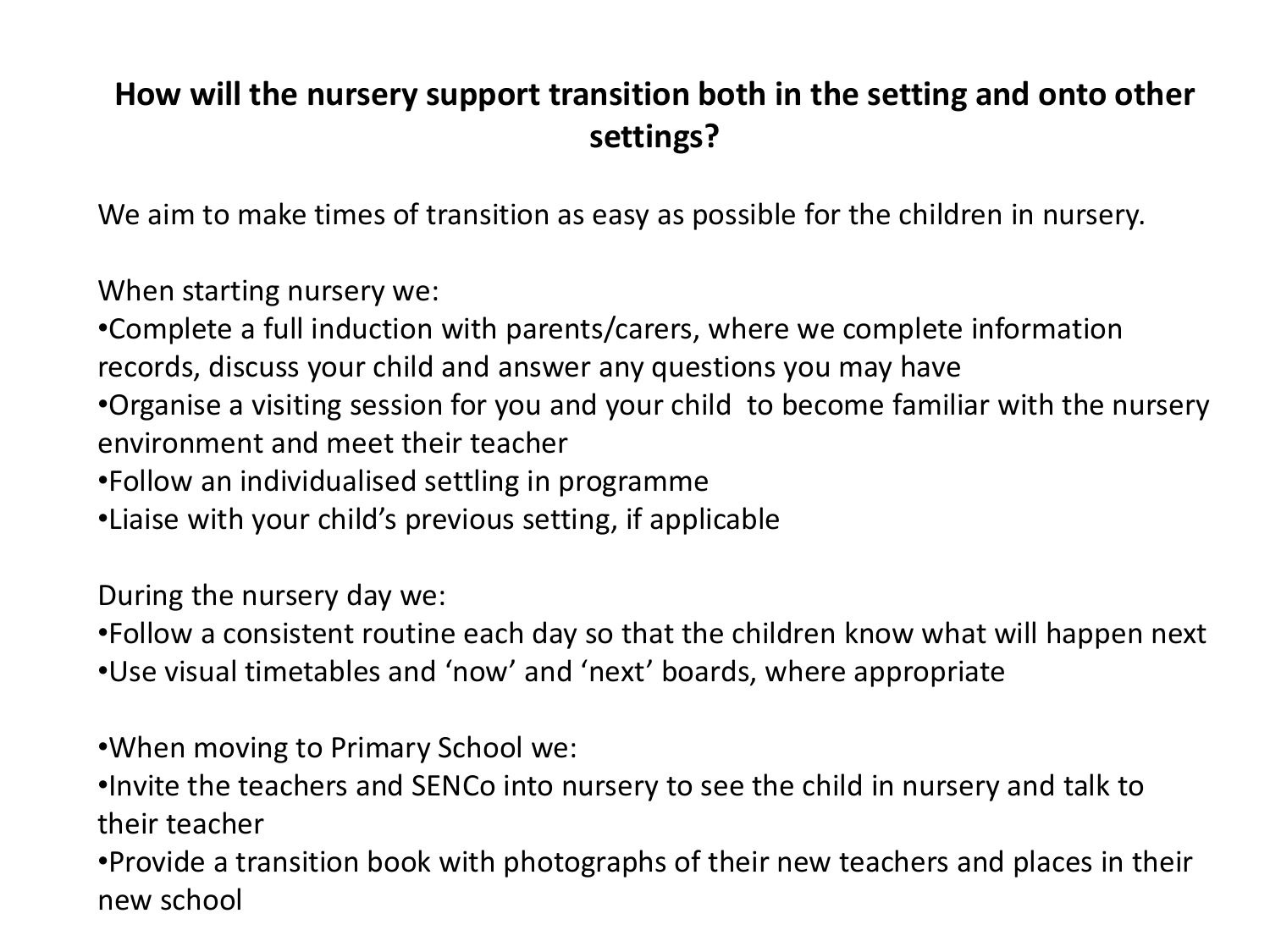## How will the nursery support transition both in the setting and onto other settings?

We aim to make times of transition as easy as possible for the children in nursery.

When starting nursery we:

- Complete a full induction with parents/carers, where we complete information records, discuss your child and answer any questions you may have
- Organise a visiting session for you and your child to become familiar with the nursery environment and meet their teacher
- Follow an individualised settling in programme
- Liaise with your child's previous setting, if applicable

During the nursery day we:

- Follow a consistent routine each day so that the children know what will happen next
- Use visual timetables and 'now' and 'next' boards, where appropriate

- When moving to Primary School we:
- Invite the teachers and SENCo into nursery to see the child in nursery and talk to their teacher
- Provide a transition book with photographs of their new teachers and places in their new school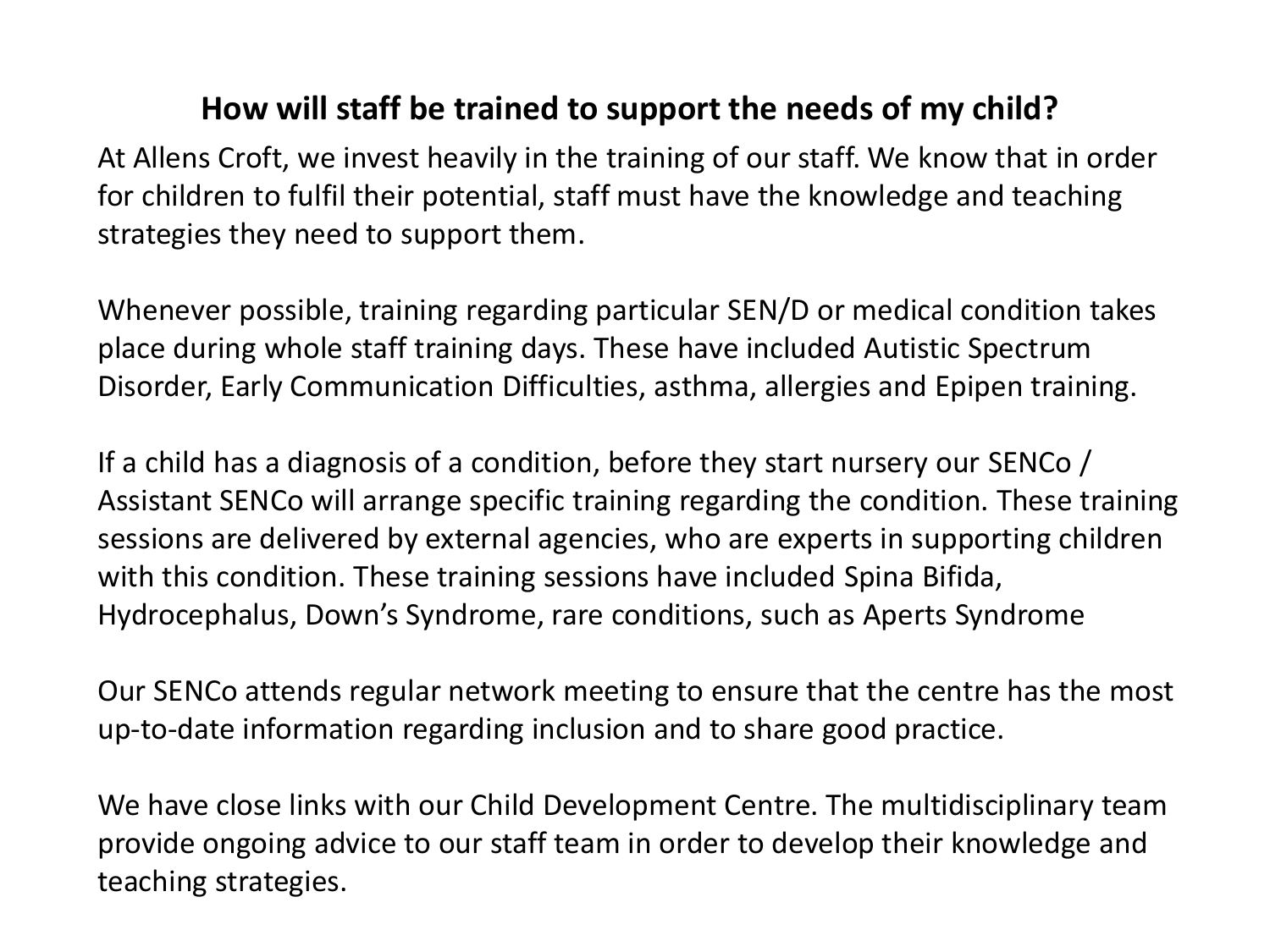## How will staff be trained to support the needs of my child?

At Allens Croft, we invest heavily in the training of our staff. We know that in order for children to fulfil their potential, staff must have the knowledge and teaching strategies they need to support them.

Whenever possible, training regarding particular SEN/D or medical condition takes place during whole staff training days. These have included Autistic Spectrum Disorder, Early Communication Difficulties, asthma, allergies and Epipen training.

If a child has a diagnosis of a condition, before they start nursery our SENCo / Assistant SENCo will arrange specific training regarding the condition. These training sessions are delivered by external agencies, who are experts in supporting children with this condition. These training sessions have included Spina Bifida, Hydrocephalus, Down's Syndrome, rare conditions, such as Aperts Syndrome

Our SENCo attends regular network meeting to ensure that the centre has the most up-to-date information regarding inclusion and to share good practice.

We have close links with our Child Development Centre. The multidisciplinary team provide ongoing advice to our staff team in order to develop their knowledge and teaching strategies.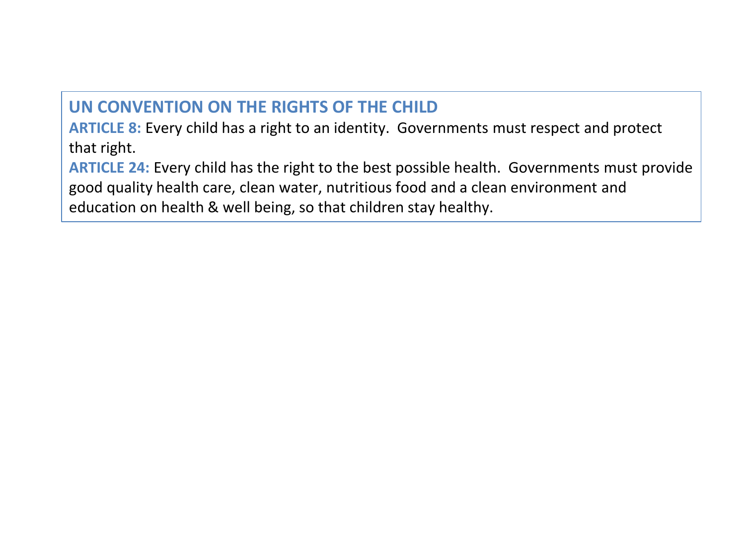## UN CONVENTION ON THE RIGHTS OF THE CHILD

**ARTICLE 8:** Every child has a right to an identity. Governments must respect and protect that right.

**ARTICLE 24:** Every child has the right to the best possible health. Governments must provide good quality health care, clean water, nutritious food and a clean environment and education on health & well being, so that children stay healthy.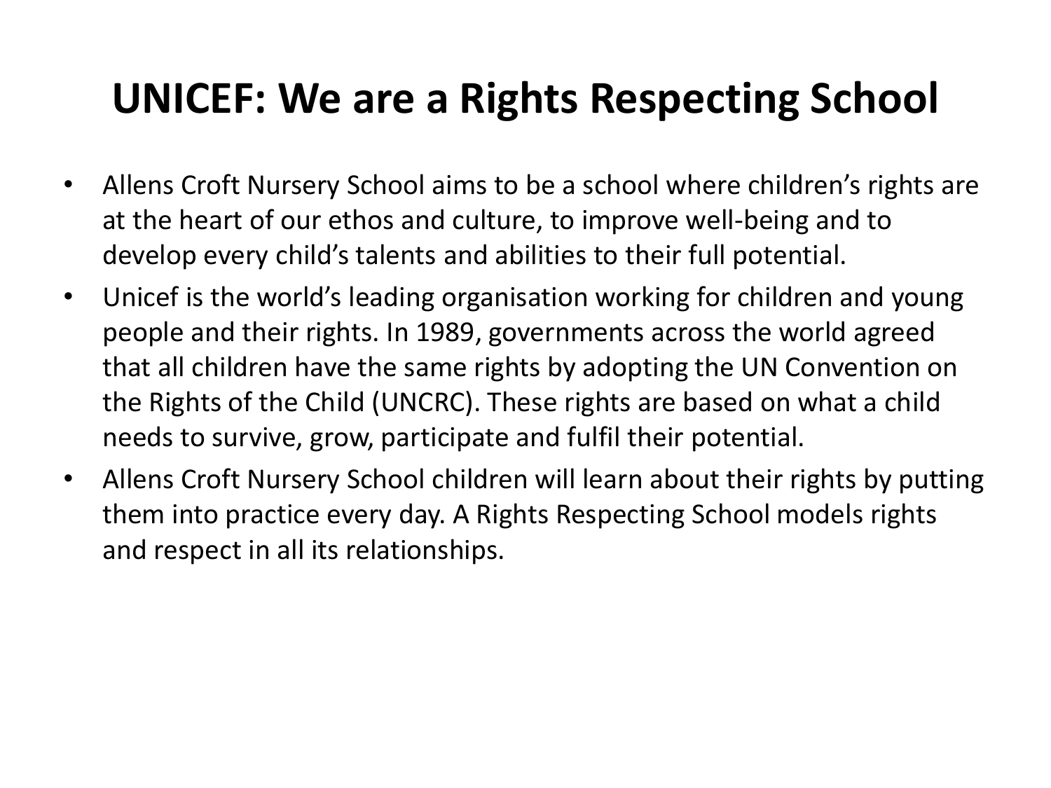# UNICEF: We are a Rights Respecting School

- Allens Croft Nursery School aims to be a school where children's rights are at the heart of our ethos and culture, to improve well-being and to develop every child's talents and abilities to their full potential.
- Unicef is the world's leading organisation working for children and young people and their rights. In 1989, governments across the world agreed that all children have the same rights by adopting the UN Convention on the Rights of the Child (UNCRC). These rights are based on what a child needs to survive, grow, participate and fulfil their potential.
- Allens Croft Nursery School children will learn about their rights by putting them into practice every day. A Rights Respecting School models rights and respect in all its relationships.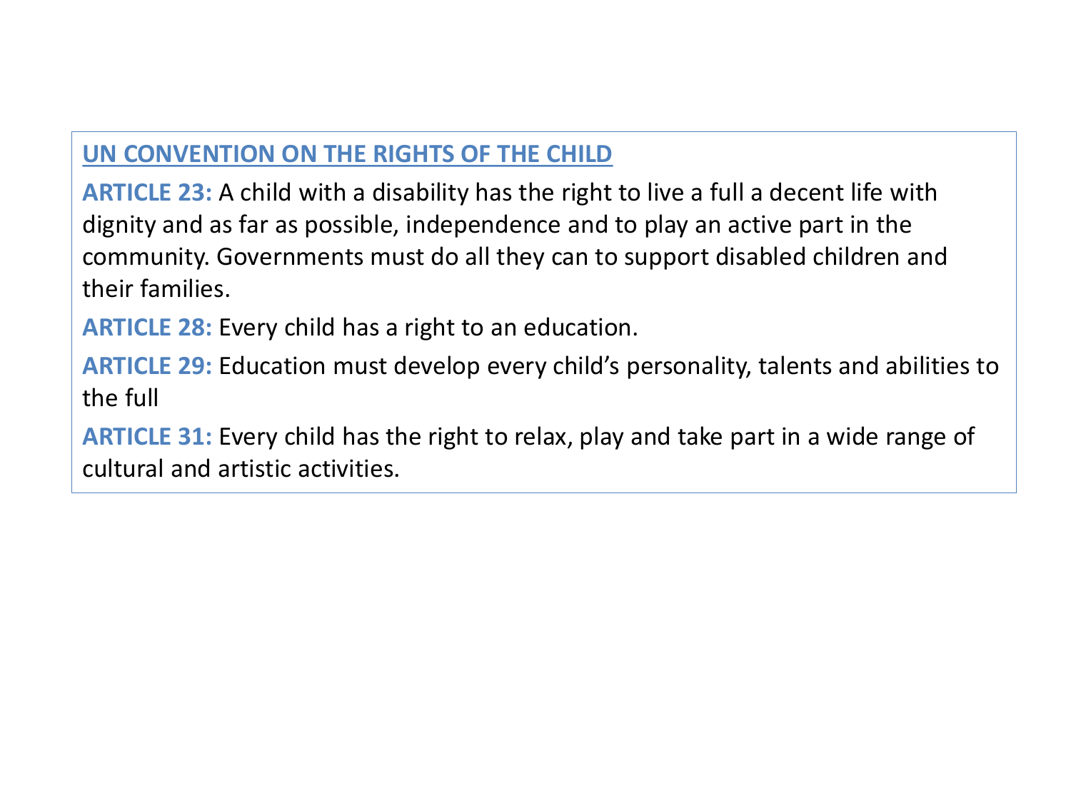## UN CONVENTION ON THE RIGHTS OF THE CHILD

**ARTICLE 23:** A child with a disability has the right to live a full a decent life with dignity and as far as possible, independence and to play an active part in the community. Governments must do all they can to support disabled children and their families.

**ARTICLE 28:** Every child has a right to an education.

**ARTICLE 29:** Education must develop every child's personality, talents and abilities to the full

**ARTICLE 31:** Every child has the right to relax, play and take part in a wide range of cultural and artistic activities.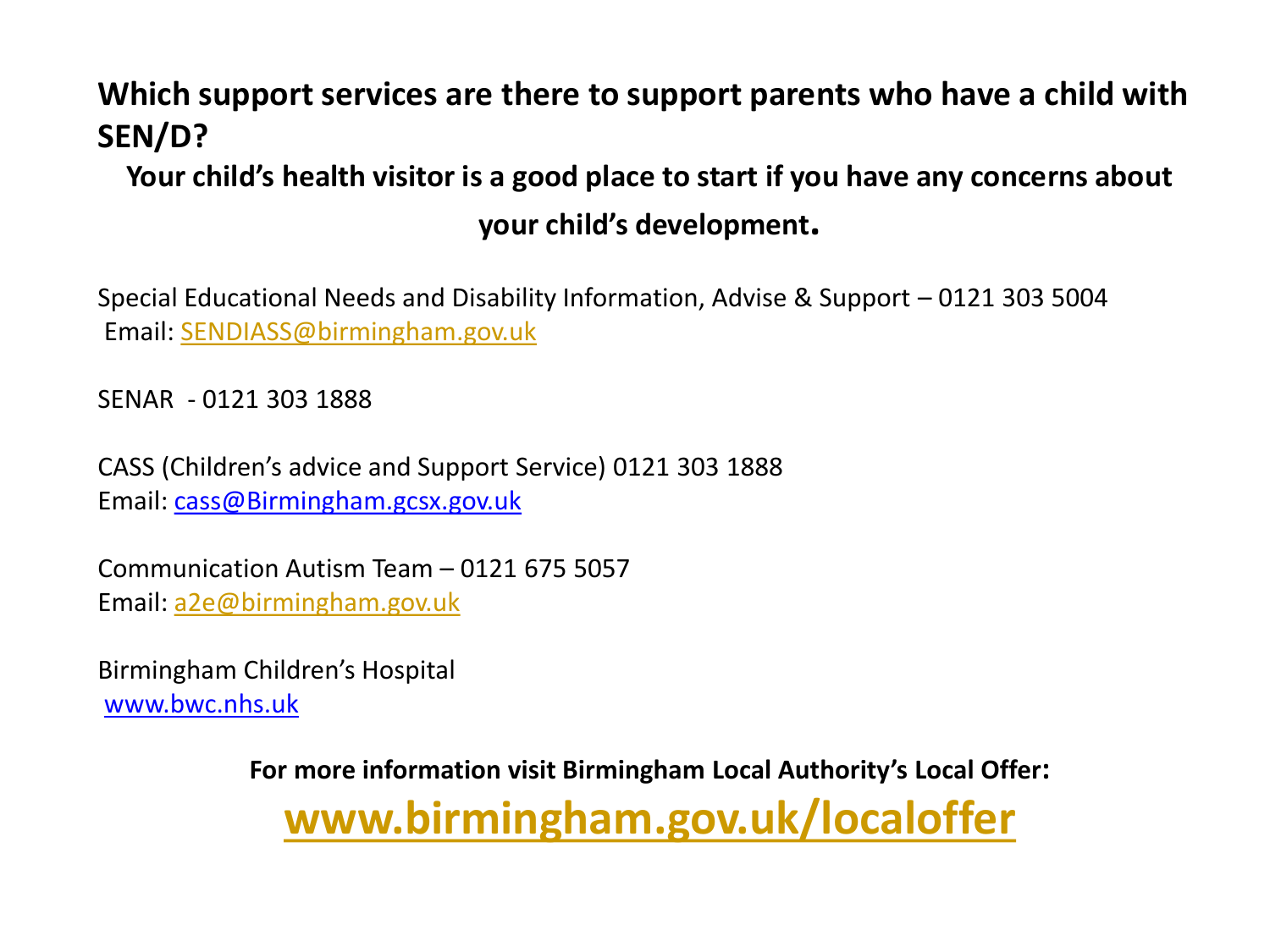## Which support services are there to support parents who have a child with SEN/D?

**Your child's health visitor is a good place to start if you have any concerns about your child's development.**

Special Educational Needs and Disability Information, Advise & Support – 0121 303 5004
Email: SENDIASS@birmingham.gov.uk

SENAR - 0121 303 1888

CASS (Children's advice and Support Service) 0121 303 1888
Email: cass@Birmingham.gcsx.gov.uk

Communication Autism Team – 0121 675 5057
Email: a2e@birmingham.gov.uk

Birmingham Children's Hospital
www.bwc.nhs.uk

**For more information visit Birmingham Local Authority's Local Offer:**

**www.birmingham.gov.uk/localoffer**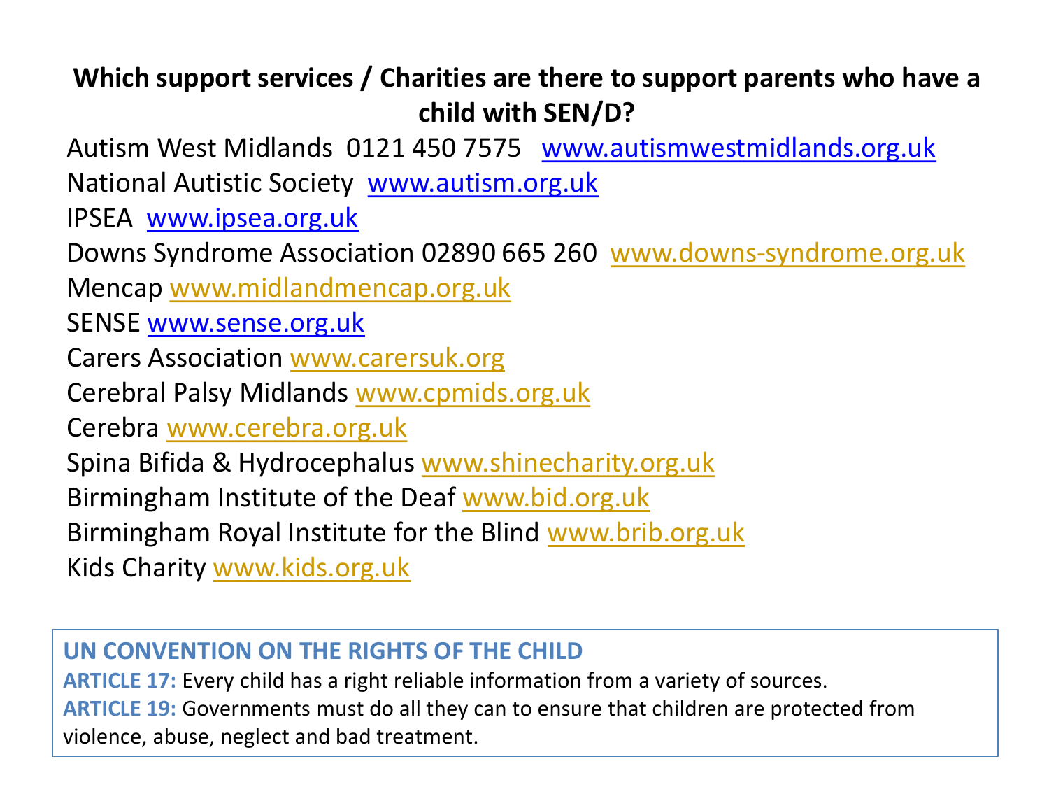## Which support services / Charities are there to support parents who have a child with SEN/D?

Autism West Midlands 0121 450 7575 www.autismwestmidlands.org.uk

National Autistic Society www.autism.org.uk

IPSEA www.ipsea.org.uk

Downs Syndrome Association 02890 665 260 www.downs-syndrome.org.uk

Mencap www.midlandmencap.org.uk

SENSE www.sense.org.uk

Carers Association www.carersuk.org

Cerebral Palsy Midlands www.cpmids.org.uk

Cerebra www.cerebra.org.uk

Spina Bifida & Hydrocephalus www.shinecharity.org.uk

Birmingham Institute of the Deaf www.bid.org.uk

Birmingham Royal Institute for the Blind www.brib.org.uk

Kids Charity www.kids.org.uk

**UN CONVENTION ON THE RIGHTS OF THE CHILD**

**ARTICLE 17:** Every child has a right reliable information from a variety of sources.

**ARTICLE 19:** Governments must do all they can to ensure that children are protected from violence, abuse, neglect and bad treatment.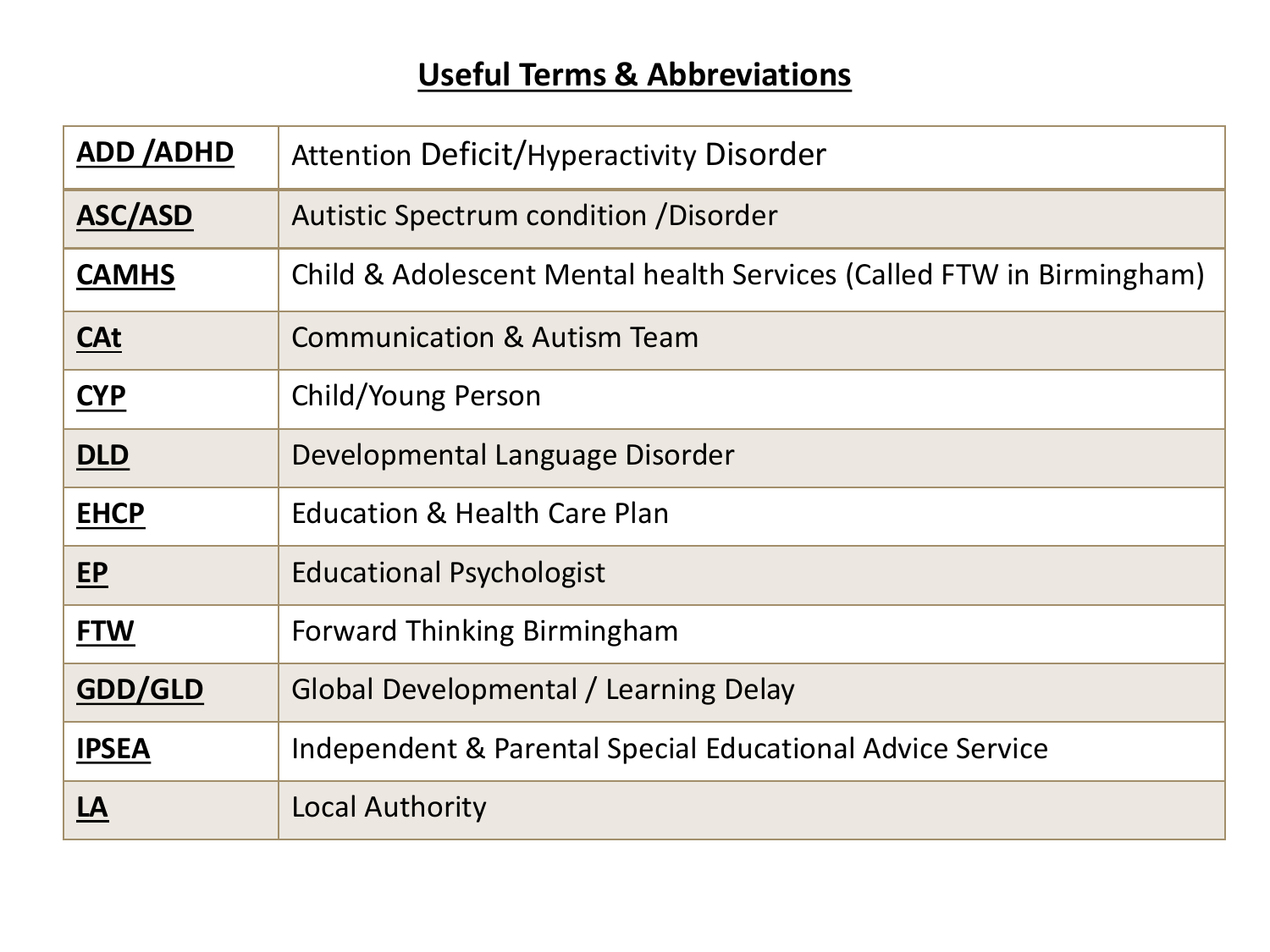# Useful Terms & Abbreviations

| Abbreviation | Meaning |
|---|---|
| **ADD /ADHD** | Attention Deficit/Hyperactivity Disorder |
| **ASC/ASD** | Autistic Spectrum condition /Disorder |
| **CAMHS** | Child & Adolescent Mental health Services (Called FTW in Birmingham) |
| **CAt** | Communication & Autism Team |
| **CYP** | Child/Young Person |
| **DLD** | Developmental Language Disorder |
| **EHCP** | Education & Health Care Plan |
| **EP** | Educational Psychologist |
| **FTW** | Forward Thinking Birmingham |
| **GDD/GLD** | Global Developmental / Learning Delay |
| **IPSEA** | Independent & Parental Special Educational Advice Service |
| **LA** | Local Authority |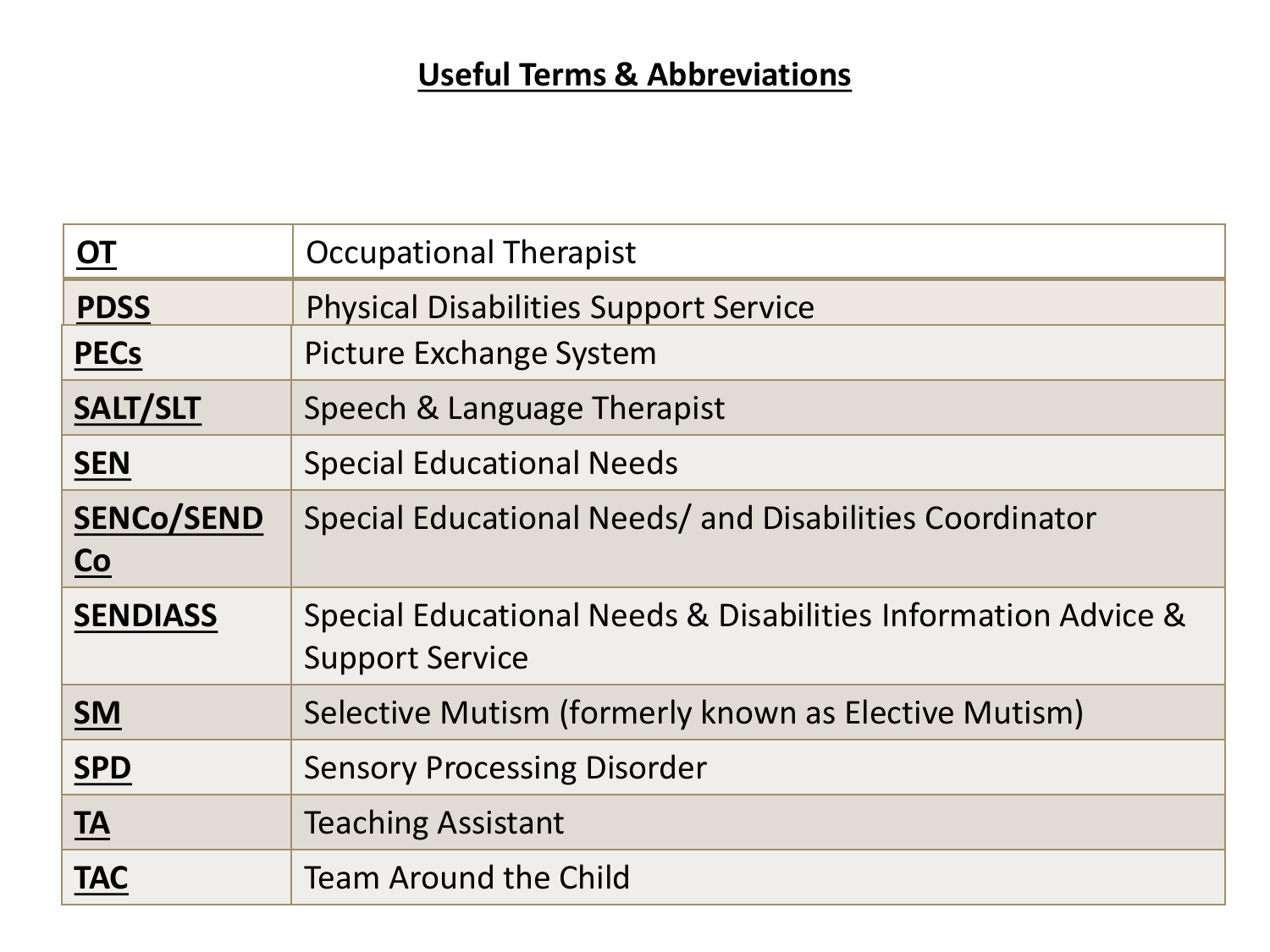# Useful Terms & Abbreviations

| | |
|---|---|
| **OT** | Occupational Therapist |
| **PDSS** | Physical Disabilities Support Service |
| **PECs** | Picture Exchange System |
| **SALT/SLT** | Speech & Language Therapist |
| **SEN** | Special Educational Needs |
| **SENCo/SEND Co** | Special Educational Needs/ and Disabilities Coordinator |
| **SENDIASS** | Special Educational Needs & Disabilities Information Advice & Support Service |
| **SM** | Selective Mutism (formerly known as Elective Mutism) |
| **SPD** | Sensory Processing Disorder |
| **TA** | Teaching Assistant |
| **TAC** | Team Around the Child |